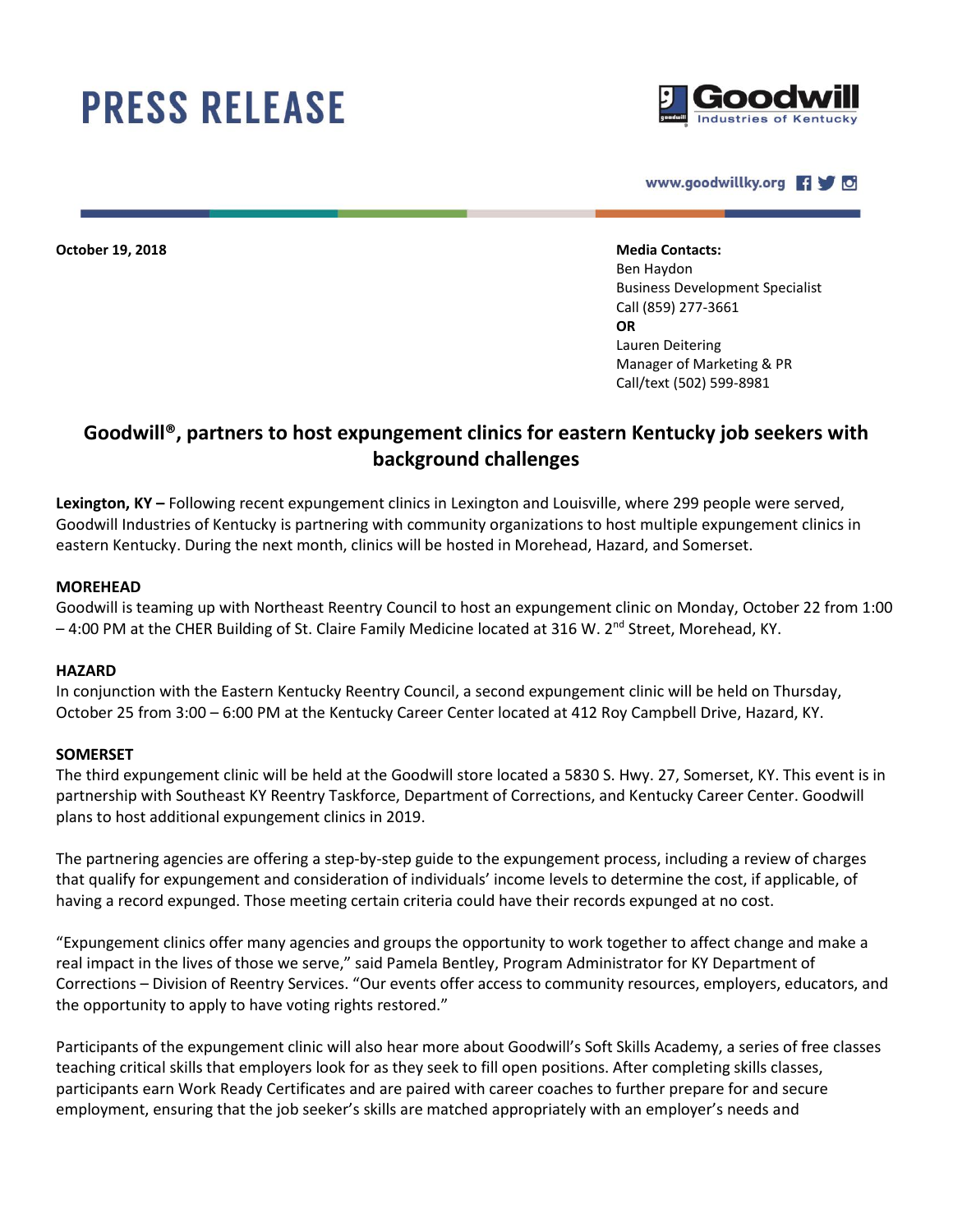# PRESS RELEASE

Goodwill Industries of Kentucky

www.goodwillky.org

**October 19, 2018**

**Media Contacts:**
Ben Haydon
Business Development Specialist
Call (859) 277-3661
**OR**
Lauren Deitering
Manager of Marketing & PR
Call/text (502) 599-8981

## Goodwill®, partners to host expungement clinics for eastern Kentucky job seekers with background challenges

**Lexington, KY –** Following recent expungement clinics in Lexington and Louisville, where 299 people were served, Goodwill Industries of Kentucky is partnering with community organizations to host multiple expungement clinics in eastern Kentucky. During the next month, clinics will be hosted in Morehead, Hazard, and Somerset.

**MOREHEAD**
Goodwill is teaming up with Northeast Reentry Council to host an expungement clinic on Monday, October 22 from 1:00 – 4:00 PM at the CHER Building of St. Claire Family Medicine located at 316 W. 2nd Street, Morehead, KY.

**HAZARD**
In conjunction with the Eastern Kentucky Reentry Council, a second expungement clinic will be held on Thursday, October 25 from 3:00 – 6:00 PM at the Kentucky Career Center located at 412 Roy Campbell Drive, Hazard, KY.

**SOMERSET**
The third expungement clinic will be held at the Goodwill store located a 5830 S. Hwy. 27, Somerset, KY. This event is in partnership with Southeast KY Reentry Taskforce, Department of Corrections, and Kentucky Career Center. Goodwill plans to host additional expungement clinics in 2019.

The partnering agencies are offering a step-by-step guide to the expungement process, including a review of charges that qualify for expungement and consideration of individuals' income levels to determine the cost, if applicable, of having a record expunged. Those meeting certain criteria could have their records expunged at no cost.

"Expungement clinics offer many agencies and groups the opportunity to work together to affect change and make a real impact in the lives of those we serve," said Pamela Bentley, Program Administrator for KY Department of Corrections – Division of Reentry Services. "Our events offer access to community resources, employers, educators, and the opportunity to apply to have voting rights restored."

Participants of the expungement clinic will also hear more about Goodwill's Soft Skills Academy, a series of free classes teaching critical skills that employers look for as they seek to fill open positions. After completing skills classes, participants earn Work Ready Certificates and are paired with career coaches to further prepare for and secure employment, ensuring that the job seeker's skills are matched appropriately with an employer's needs and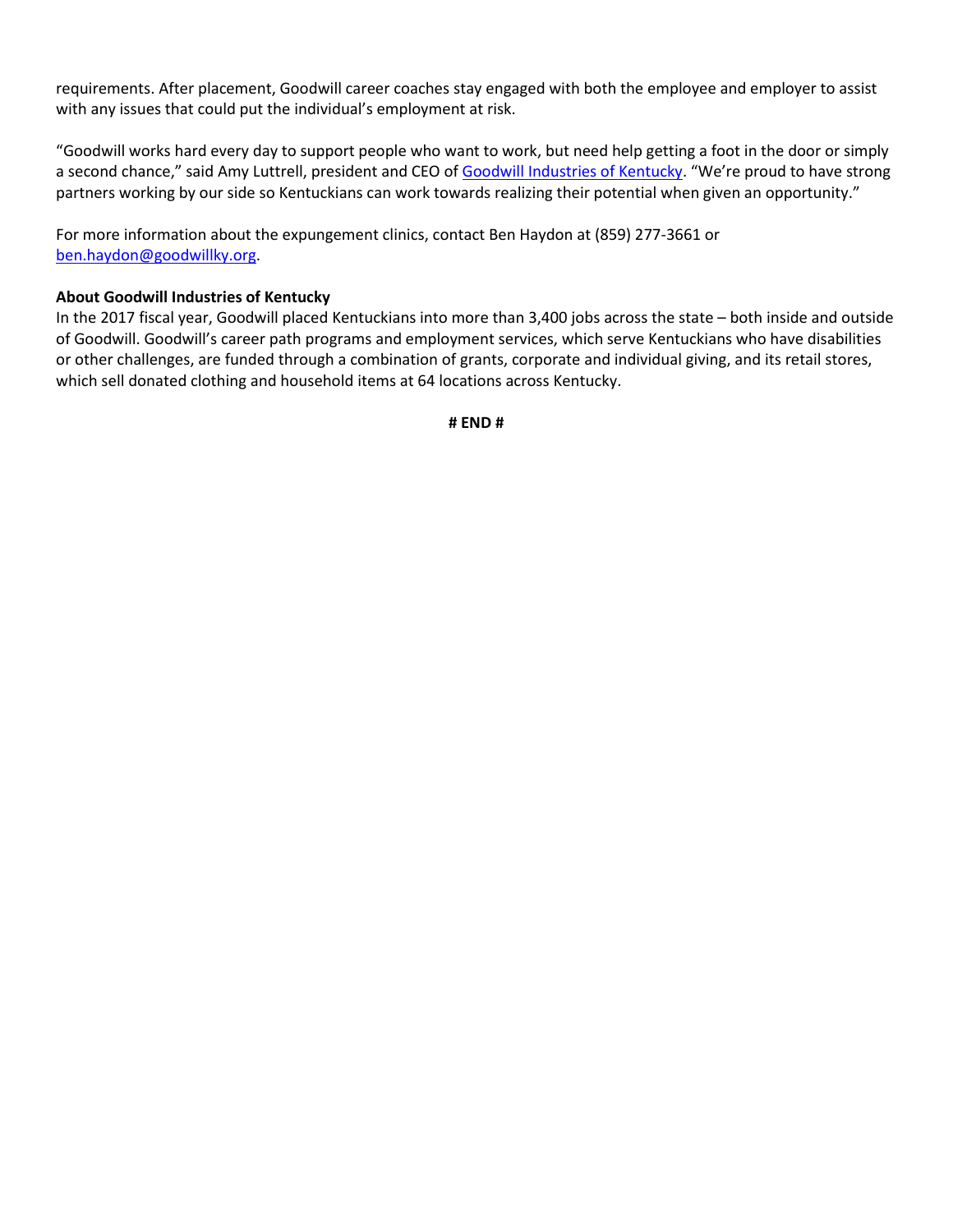requirements. After placement, Goodwill career coaches stay engaged with both the employee and employer to assist with any issues that could put the individual's employment at risk.

"Goodwill works hard every day to support people who want to work, but need help getting a foot in the door or simply a second chance," said Amy Luttrell, president and CEO of [Goodwill Industries of Kentucky](). "We're proud to have strong partners working by our side so Kentuckians can work towards realizing their potential when given an opportunity."

For more information about the expungement clinics, contact Ben Haydon at (859) 277-3661 or [ben.haydon@goodwillky.org]().

**About Goodwill Industries of Kentucky**

In the 2017 fiscal year, Goodwill placed Kentuckians into more than 3,400 jobs across the state – both inside and outside of Goodwill. Goodwill's career path programs and employment services, which serve Kentuckians who have disabilities or other challenges, are funded through a combination of grants, corporate and individual giving, and its retail stores, which sell donated clothing and household items at 64 locations across Kentucky.

**# END #**